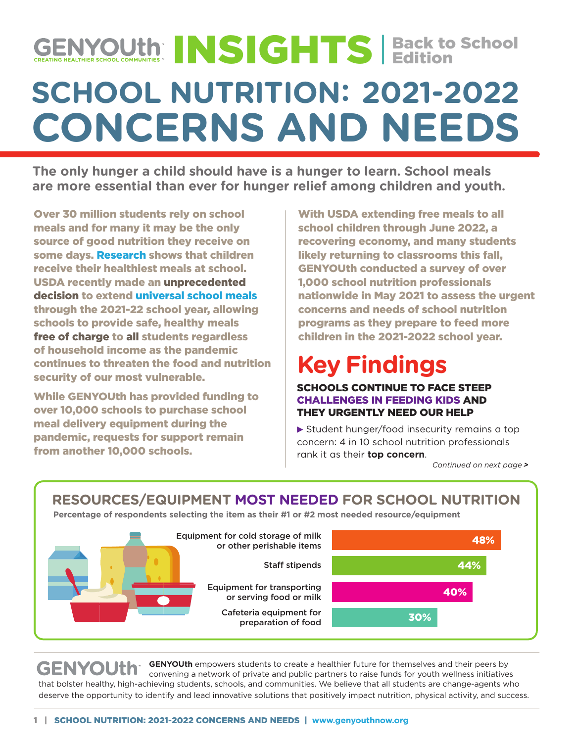# GENYOUth INSIGHTS | Back to School Edition

GENYOUth — CREATING HEALTHIER SCHOOL COMMUNITIES

# SCHOOL NUTRITION: 2021-2022 CONCERNS AND NEEDS

**The only hunger a child should have is a hunger to learn. School meals are more essential than ever for hunger relief among children and youth.**

**Over 30 million students rely on school meals and for many it may be the only source of good nutrition they receive on some days. Research shows that children receive their healthiest meals at school. USDA recently made an unprecedented decision to extend universal school meals through the 2021-22 school year, allowing schools to provide safe, healthy meals free of charge to all students regardless of household income as the pandemic continues to threaten the food and nutrition security of our most vulnerable.**

**While GENYOUth has provided funding to over 10,000 schools to purchase school meal delivery equipment during the pandemic, requests for support remain from another 10,000 schools.**

**With USDA extending free meals to all school children through June 2022, a recovering economy, and many students likely returning to classrooms this fall, GENYOUth conducted a survey of over 1,000 school nutrition professionals nationwide in May 2021 to assess the urgent concerns and needs of school nutrition programs as they prepare to feed more children in the 2021-2022 school year.**

## Key Findings

### SCHOOLS CONTINUE TO FACE STEEP CHALLENGES IN FEEDING KIDS AND THEY URGENTLY NEED OUR HELP

- Student hunger/food insecurity remains a top concern: 4 in 10 school nutrition professionals rank it as their **top concern**.

*Continued on next page >*

### RESOURCES/EQUIPMENT MOST NEEDED FOR SCHOOL NUTRITION

**Percentage of respondents selecting the item as their #1 or #2 most needed resource/equipment**

| Resource/Equipment | Percentage |
| --- | --- |
| Equipment for cold storage of milk or other perishable items | 48% |
| Staff stipends | 44% |
| Equipment for transporting or serving food or milk | 40% |
| Cafeteria equipment for preparation of food | 30% |

**GENYOUth** empowers students to create a healthier future for themselves and their peers by convening a network of private and public partners to raise funds for youth wellness initiatives that bolster healthy, high-achieving students, schools, and communities. We believe that all students are change-agents who deserve the opportunity to identify and lead innovative solutions that positively impact nutrition, physical activity, and success.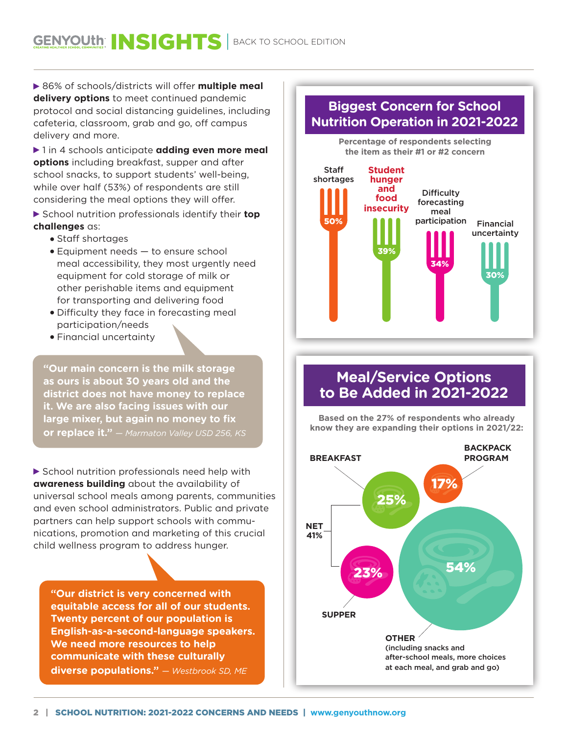- 86% of schools/districts will offer **multiple meal delivery options** to meet continued pandemic protocol and social distancing guidelines, including cafeteria, classroom, grab and go, off campus delivery and more.
- 1 in 4 schools anticipate **adding even more meal options** including breakfast, supper and after school snacks, to support students' well-being, while over half (53%) of respondents are still considering the meal options they will offer.
- School nutrition professionals identify their **top challenges** as:
  - Staff shortages
  - Equipment needs — to ensure school meal accessibility, they most urgently need equipment for cold storage of milk or other perishable items and equipment for transporting and delivering food
  - Difficulty they face in forecasting meal participation/needs
  - Financial uncertainty

> **"Our main concern is the milk storage as ours is about 30 years old and the district does not have money to replace it. We are also facing issues with our large mixer, but again no money to fix or replace it."** — *Marmaton Valley USD 256, KS*

- School nutrition professionals need help with **awareness building** about the availability of universal school meals among parents, communities and even school administrators. Public and private partners can help support schools with communications, promotion and marketing of this crucial child wellness program to address hunger.

> **"Our district is very concerned with equitable access for all of our students. Twenty percent of our population is English-as-a-second-language speakers. We need more resources to help communicate with these culturally diverse populations."** — *Westbrook SD, ME*

## Biggest Concern for School Nutrition Operation in 2021-2022

Percentage of respondents selecting the item as their #1 or #2 concern

| Concern | Percentage |
|---|---|
| Staff shortages | 50% |
| Student hunger and food insecurity | 39% |
| Difficulty forecasting meal participation | 34% |
| Financial uncertainty | 30% |

## Meal/Service Options to Be Added in 2021-2022

Based on the 27% of respondents who already know they are expanding their options in 2021/22:

| Option | Percentage |
|---|---|
| Breakfast | 25% |
| Supper | 23% |
| NET (Breakfast/Supper) | 41% |
| Backpack Program | 17% |
| Other (including snacks and after-school meals, more choices at each meal, and grab and go) | 54% |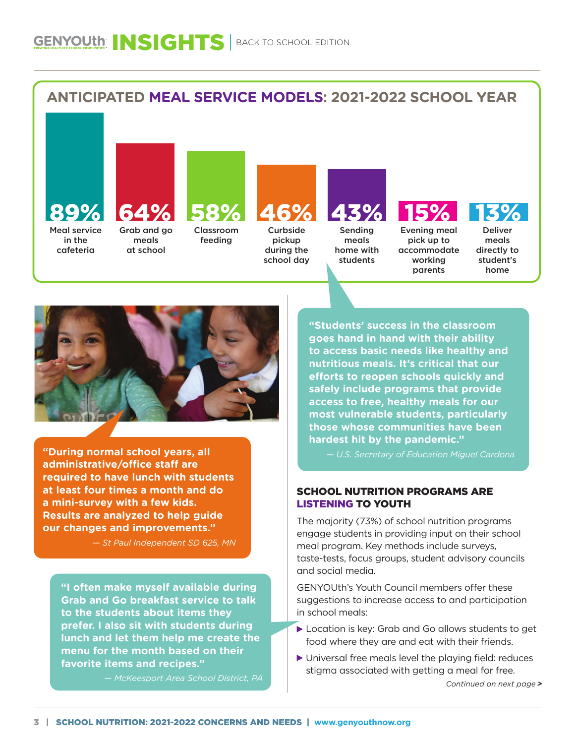## ANTICIPATED MEAL SERVICE MODELS: 2021-2022 SCHOOL YEAR

| Meal service model | Percentage |
| --- | --- |
| Meal service in the cafeteria | 89% |
| Grab and go meals at school | 64% |
| Classroom feeding | 58% |
| Curbside pickup during the school day | 46% |
| Sending meals home with students | 43% |
| Evening meal pick up to accommodate working parents | 15% |
| Deliver meals directly to student's home | 13% |

**"During normal school years, all administrative/office staff are required to have lunch with students at least four times a month and do a mini-survey with a few kids. Results are analyzed to help guide our changes and improvements."**

*— St Paul Independent SD 625, MN*

**"I often make myself available during Grab and Go breakfast service to talk to the students about items they prefer. I also sit with students during lunch and let them help me create the menu for the month based on their favorite items and recipes."**

*— McKeesport Area School District, PA*

**"Students' success in the classroom goes hand in hand with their ability to access basic needs like healthy and nutritious meals. It's critical that our efforts to reopen schools quickly and safely include programs that provide access to free, healthy meals for our most vulnerable students, particularly those whose communities have been hardest hit by the pandemic."**

*— U.S. Secretary of Education Miguel Cardona*

### SCHOOL NUTRITION PROGRAMS ARE LISTENING TO YOUTH

The majority (73%) of school nutrition programs engage students in providing input on their school meal program. Key methods include surveys, taste-tests, focus groups, student advisory councils and social media.

GENYOUth's Youth Council members offer these suggestions to increase access to and participation in school meals:

- Location is key: Grab and Go allows students to get food where they are and eat with their friends.
- Universal free meals level the playing field: reduces stigma associated with getting a meal for free.

*Continued on next page >*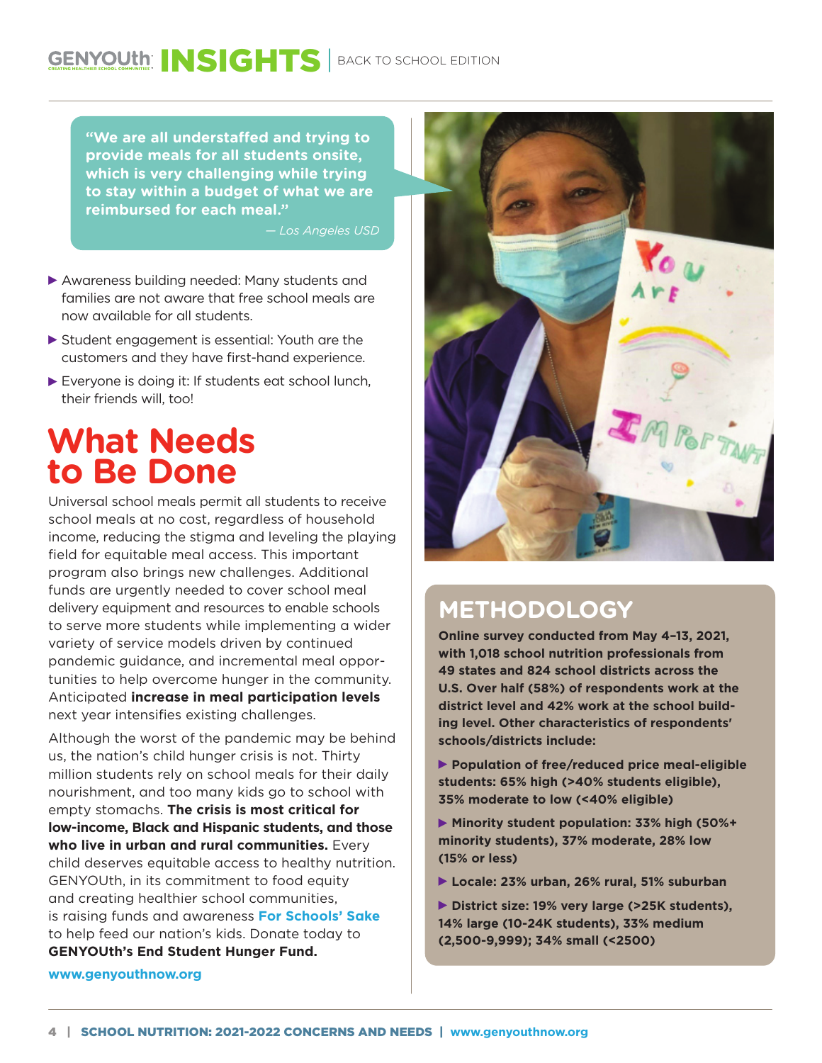> **"We are all understaffed and trying to provide meals for all students onsite, which is very challenging while trying to stay within a budget of what we are reimbursed for each meal."**
>
> *— Los Angeles USD*

- Awareness building needed: Many students and families are not aware that free school meals are now available for all students.
- Student engagement is essential: Youth are the customers and they have first-hand experience.
- Everyone is doing it: If students eat school lunch, their friends will, too!

## What Needs to Be Done

Universal school meals permit all students to receive school meals at no cost, regardless of household income, reducing the stigma and leveling the playing field for equitable meal access. This important program also brings new challenges. Additional funds are urgently needed to cover school meal delivery equipment and resources to enable schools to serve more students while implementing a wider variety of service models driven by continued pandemic guidance, and incremental meal opportunities to help overcome hunger in the community. Anticipated **increase in meal participation levels** next year intensifies existing challenges.

Although the worst of the pandemic may be behind us, the nation's child hunger crisis is not. Thirty million students rely on school meals for their daily nourishment, and too many kids go to school with empty stomachs. **The crisis is most critical for low-income, Black and Hispanic students, and those who live in urban and rural communities.** Every child deserves equitable access to healthy nutrition. GENYOUth, in its commitment to food equity and creating healthier school communities, is raising funds and awareness **For Schools' Sake** to help feed our nation's kids. Donate today to **GENYOUth's End Student Hunger Fund.**

**www.genyouthnow.org**

## METHODOLOGY

**Online survey conducted from May 4–13, 2021, with 1,018 school nutrition professionals from 49 states and 824 school districts across the U.S. Over half (58%) of respondents work at the district level and 42% work at the school building level. Other characteristics of respondents' schools/districts include:**

- **Population of free/reduced price meal-eligible students: 65% high (>40% students eligible), 35% moderate to low (<40% eligible)**
- **Minority student population: 33% high (50%+ minority students), 37% moderate, 28% low (15% or less)**
- **Locale: 23% urban, 26% rural, 51% suburban**
- **District size: 19% very large (>25K students), 14% large (10-24K students), 33% medium (2,500-9,999); 34% small (<2500)**